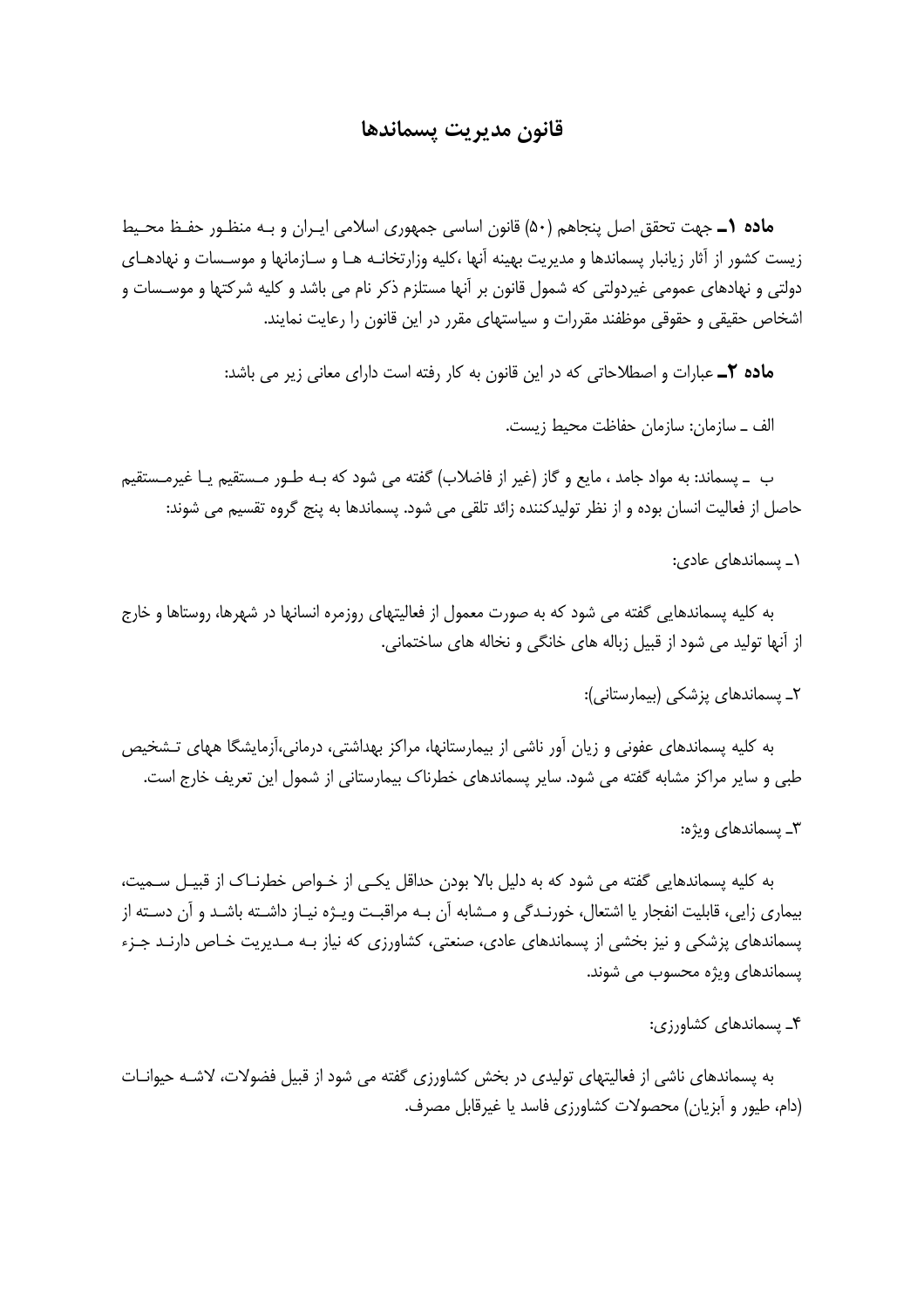# قانون مدیریت پسماندها

**ماده ۱ـ** جهت تحقق اصل پنجاهم (۵۰) قانون اساسی جمهوری اسلامی ایران و به منظور حفظ محیط زیست کشور از آثار زیانبار پسماندها و مدیریت بهینه آنها ،کلیه وزارتخانه ها و سازمانها و موسسات و نهادهای دولتی و نهادهای عمومی غیردولتی که شمول قانون بر آنها مستلزم ذکر نام می باشد و کلیه شرکتها و موسسات و اشخاص حقیقی و حقوقی موظفند مقررات و سیاستهای مقرر در این قانون را رعایت نمایند.

**ماده ۲ـ** عبارات و اصطلاحاتی که در این قانون به کار رفته است دارای معانی زیر می باشد:

الف ـ سازمان: سازمان حفاظت محیط زیست.

ب ـ پسماند: به مواد جامد ، مایع و گاز (غیر از فاضلاب) گفته می شود که به طور مستقیم یا غیرمستقیم حاصل از فعالیت انسان بوده و از نظر تولیدکننده زائد تلقی می شود. پسماندها به پنج گروه تقسیم می شوند:

۱ـ پسماندهای عادی:

به کلیه پسماندهایی گفته می شود که به صورت معمول از فعالیتهای روزمره انسانها در شهرها، روستاها و خارج از آنها تولید می شود از قبیل زباله های خانگی و نخاله های ساختمانی.

۲ـ پسماندهای پزشکی (بیمارستانی):

به کلیه پسماندهای عفونی و زیان آور ناشی از بیمارستانها، مراکز بهداشتی، درمانی،آزمایشگا ههای تشخیص طبی و سایر مراکز مشابه گفته می شود. سایر پسماندهای خطرناک بیمارستانی از شمول این تعریف خارج است.

۳ـ پسماندهای ویژه:

به کلیه پسماندهایی گفته می شود که به دلیل بالا بودن حداقل یکی از خواص خطرناک از قبیل سمیت، بیماری زایی، قابلیت انفجار یا اشتعال، خورندگی و مشابه آن به مراقبت ویژه نیاز داشته باشد و آن دسته از پسماندهای پزشکی و نیز بخشی از پسماندهای عادی، صنعتی، کشاورزی که نیاز به مدیریت خاص دارند جزء پسماندهای ویژه محسوب می شوند.

۴ـ پسماندهای کشاورزی:

به پسماندهای ناشی از فعالیتهای تولیدی در بخش کشاورزی گفته می شود از قبیل فضولات، لاشه حیوانات (دام، طیور و آبزیان) محصولات کشاورزی فاسد یا غیرقابل مصرف.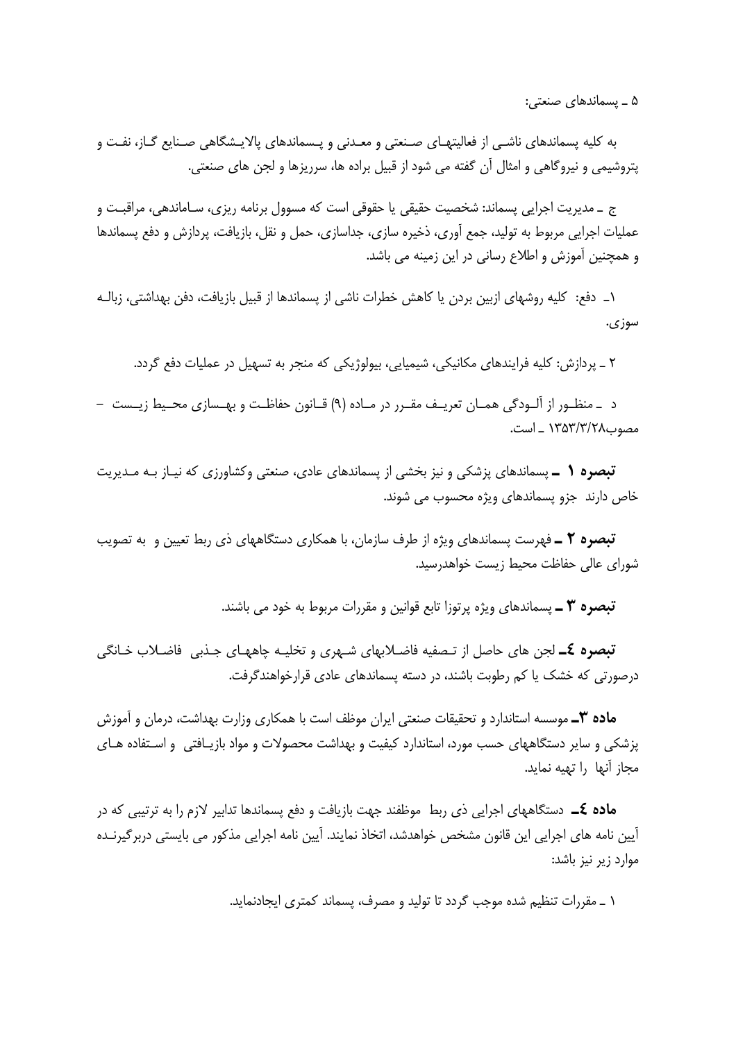۵ ـ پسماندهای صنعتی:

به کلیه پسماندهای ناشی از فعالیتهای صنعتی و معدنی و پسماندهای پالایشگاهی صنایع گاز، نفت و پتروشیمی و نیروگاهی و امثال آن گفته می شود از قبیل براده ها، سرریزها و لجن های صنعتی.

ج ـ مدیریت اجرایی پسماند: شخصیت حقیقی یا حقوقی است که مسوول برنامه ریزی، ساماندهی، مراقبت و عملیات اجرایی مربوط به تولید، جمع آوری، ذخیره سازی، جداسازی، حمل و نقل، بازیافت، پردازش و دفع پسماندها و همچنین آموزش و اطلاع رسانی در این زمینه می باشد.

۱ـ دفع: کلیه روشهای ازبین بردن یا کاهش خطرات ناشی از پسماندها از قبیل بازیافت، دفن بهداشتی، زباله سوزی.

۲ ـ پردازش: کلیه فرایندهای مکانیکی، شیمیایی، بیولوژیکی که منجر به تسهیل در عملیات دفع گردد.

د ـ منظور از آلودگی همان تعریف مقرر در ماده (۹) قانون حفاظت و بهسازی محیط زیست – مصوب۱۳۵۳/۳/۲۸ ـ است.

**تبصره ۱ ـ** پسماندهای پزشکی و نیز بخشی از پسماندهای عادی، صنعتی وکشاورزی که نیاز به مدیریت خاص دارند جزو پسماندهای ویژه محسوب می شوند.

**تبصره ۲ ـ** فهرست پسماندهای ویژه از طرف سازمان، با همکاری دستگاههای ذی ربط تعیین و به تصویب شورای عالی حفاظت محیط زیست خواهدرسید.

**تبصره ۳ ـ** پسماندهای ویژه پرتوزا تابع قوانین و مقررات مربوط به خود می باشند.

**تبصره ٤ـ** لجن های حاصل از تصفیه فاضلابهای شهری و تخلیه چاههای جذبی فاضلاب خانگی درصورتی که خشک یا کم رطوبت باشند، در دسته پسماندهای عادی قرارخواهندگرفت.

**ماده ۳ـ** موسسه استاندارد و تحقیقات صنعتی ایران موظف است با همکاری وزارت بهداشت، درمان و آموزش پزشکی و سایر دستگاههای حسب مورد، استاندارد کیفیت و بهداشت محصولات و مواد بازیافتی و استفاده های مجاز آنها را تهیه نماید.

**ماده ٤ـ** دستگاههای اجرایی ذی ربط موظفند جهت بازیافت و دفع پسماندها تدابیر لازم را به ترتیبی که در آیین نامه های اجرایی این قانون مشخص خواهدشد، اتخاذ نمایند. آیین نامه اجرایی مذکور می بایستی دربرگیرنده موارد زیر نیز باشد:

۱ ـ مقررات تنظیم شده موجب گردد تا تولید و مصرف، پسماند کمتری ایجادنماید.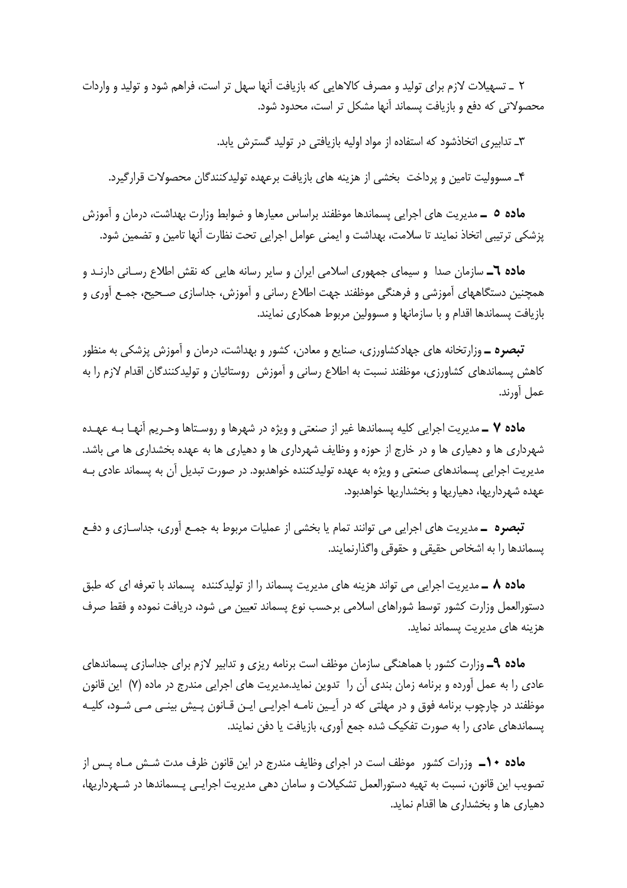۲ ـ تسهیلات لازم برای تولید و مصرف کالاهایی که بازیافت آنها سهل تر است، فراهم شود و تولید و واردات محصولاتی که دفع و بازیافت پسماند آنها مشکل تر است، محدود شود.

۳ـ تدابیری اتخاذشود که استفاده از مواد اولیه بازیافتی در تولید گسترش یابد.

۴ـ مسوولیت تامین و پرداخت بخشی از هزینه های بازیافت برعهده تولیدکنندگان محصولات قرارگیرد.

**ماده ۵ ـ** مدیریت های اجرایی پسماندها موظفند براساس معیارها و ضوابط وزارت بهداشت، درمان و آموزش پزشکی ترتیبی اتخاذ نمایند تا سلامت، بهداشت و ایمنی عوامل اجرایی تحت نظارت آنها تامین و تضمین شود.

**ماده ٦ـ** سازمان صدا و سیمای جمهوری اسلامی ایران و سایر رسانه هایی که نقش اطلاع رسانی دارند و همچنین دستگاههای آموزشی و فرهنگی موظفند جهت اطلاع رسانی و آموزش، جداسازی صحیح، جمع آوری و بازیافت پسماندها اقدام و با سازمانها و مسوولین مربوط همکاری نمایند.

***تبصره ـ*** وزارتخانه های جهادکشاورزی، صنایع و معادن، کشور و بهداشت، درمان و آموزش پزشکی به منظور کاهش پسماندهای کشاورزی، موظفند نسبت به اطلاع رسانی و آموزش روستائیان و تولیدکنندگان اقدام لازم را به عمل آورند.

**ماده ۷ ـ** مدیریت اجرایی کلیه پسماندها غیر از صنعتی و ویژه در شهرها و روستاها و حریم آنها به عهده شهرداری ها و دهیاری ها و در خارج از حوزه و وظایف شهرداری ها و دهیاری ها به عهده بخشداری ها می باشد. مدیریت اجرایی پسماندهای صنعتی و ویژه به عهده تولیدکننده خواهدبود. در صورت تبدیل آن به پسماند عادی به عهده شهرداریها، دهیاریها و بخشداریها خواهدبود.

***تبصره ـ*** مدیریت های اجرایی می توانند تمام یا بخشی از عملیات مربوط به جمع آوری، جداسازی و دفع پسماندها را به اشخاص حقیقی و حقوقی واگذارنمایند.

**ماده ۸ ـ** مدیریت اجرایی می تواند هزینه های مدیریت پسماند را از تولیدکننده پسماند با تعرفه ای که طبق دستورالعمل وزارت کشور توسط شوراهای اسلامی برحسب نوع پسماند تعیین می شود، دریافت نموده و فقط صرف هزینه های مدیریت پسماند نماید.

**ماده ۹ـ** وزارت کشور با هماهنگی سازمان موظف است برنامه ریزی و تدابیر لازم برای جداسازی پسماندهای عادی را به عمل آورده و برنامه زمان بندی آن را تدوین نماید.مدیریت های اجرایی مندرج در ماده (۷) این قانون موظفند در چارچوب برنامه فوق و در مهلتی که در آیین نامه اجرایی این قانون پیش بینی می شود، کلیه پسماندهای عادی را به صورت تفکیک شده جمع آوری، بازیافت یا دفن نمایند.

**ماده ۱۰ـ** وزارت کشور موظف است در اجرای وظایف مندرج در این قانون ظرف مدت شش ماه پس از تصویب این قانون، نسبت به تهیه دستورالعمل تشکیلات و سامان دهی مدیریت اجرایی پسماندها در شهرداریها، دهیاری ها و بخشداری ها اقدام نماید.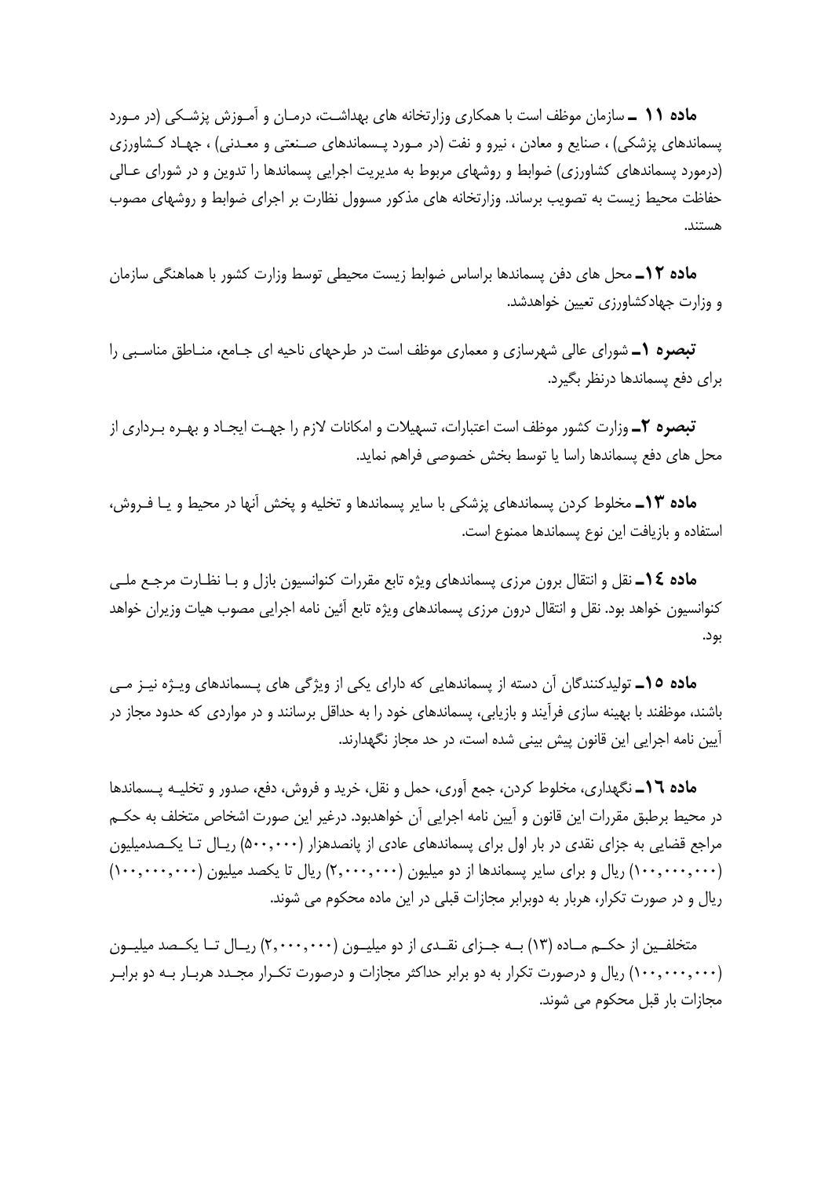**ماده ۱۱ ـ** سازمان موظف است با همکاری وزارتخانه های بهداشت، درمان و آموزش پزشکی (در مورد پسماندهای پزشکی) ، صنایع و معادن ، نیرو و نفت (در مورد پسماندهای صنعتی و معدنی) ، جهاد کشاورزی (درمورد پسماندهای کشاورزی) ضوابط و روشهای مربوط به مدیریت اجرایی پسماندها را تدوین و در شورای عالی حفاظت محیط زیست به تصویب برساند. وزارتخانه های مذکور مسوول نظارت بر اجرای ضوابط و روشهای مصوب هستند.

**ماده ۱۲ـ** محل های دفن پسماندها براساس ضوابط زیست محیطی توسط وزارت کشور با هماهنگی سازمان و وزارت جهادکشاورزی تعیین خواهدشد.

***تبصره ۱ـ*** شورای عالی شهرسازی و معماری موظف است در طرحهای ناحیه ای جامع، مناطق مناسبی را برای دفع پسماندها درنظر بگیرد.

***تبصره ۲ـ*** وزارت کشور موظف است اعتبارات، تسهیلات و امکانات لازم را جهت ایجاد و بهره برداری از محل های دفع پسماندها راسا یا توسط بخش خصوصی فراهم نماید.

**ماده ۱۳ـ** مخلوط کردن پسماندهای پزشکی با سایر پسماندها و تخلیه و پخش آنها در محیط و یا فروش، استفاده و بازیافت این نوع پسماندها ممنوع است.

**ماده ١٤ـ** نقل و انتقال برون مرزی پسماندهای ویژه تابع مقررات کنوانسیون بازل و با نظارت مرجع ملی کنوانسیون خواهد بود. نقل و انتقال درون مرزی پسماندهای ویژه تابع آئین نامه اجرایی مصوب هیات وزیران خواهد بود.

**ماده ١٥ـ** تولیدکنندگان آن دسته از پسماندهایی که دارای یکی از ویژگی های پسماندهای ویژه نیز می باشند، موظفند با بهینه سازی فرآیند و بازیابی، پسماندهای خود را به حداقل برسانند و در مواردی که حدود مجاز در آیین نامه اجرایی این قانون پیش بینی شده است، در حد مجاز نگهدارند.

**ماده ١٦ـ** نگهداری، مخلوط کردن، جمع آوری، حمل و نقل، خرید و فروش، دفع، صدور و تخلیه پسماندها در محیط برطبق مقررات این قانون و آیین نامه اجرایی آن خواهدبود. درغیر این صورت اشخاص متخلف به حکم مراجع قضایی به جزای نقدی در بار اول برای پسماندهای عادی از پانصدهزار (۵۰۰,۰۰۰) ریال تا یکصدمیلیون (۱۰۰,۰۰۰,۰۰۰) ریال و برای سایر پسماندها از دو میلیون (۲,۰۰۰,۰۰۰) ریال تا یکصد میلیون (۱۰۰,۰۰۰,۰۰۰) ریال و در صورت تکرار، هربار به دوبرابر مجازات قبلی در این ماده محکوم می شوند.

متخلفین از حکم ماده (۱۳) به جزای نقدی از دو میلیون (۲,۰۰۰,۰۰۰) ریال تا یکصد میلیون (۱۰۰,۰۰۰,۰۰۰) ریال و درصورت تکرار به دو برابر حداکثر مجازات و درصورت تکرار مجدد هربار به دو برابر مجازات بار قبل محکوم می شوند.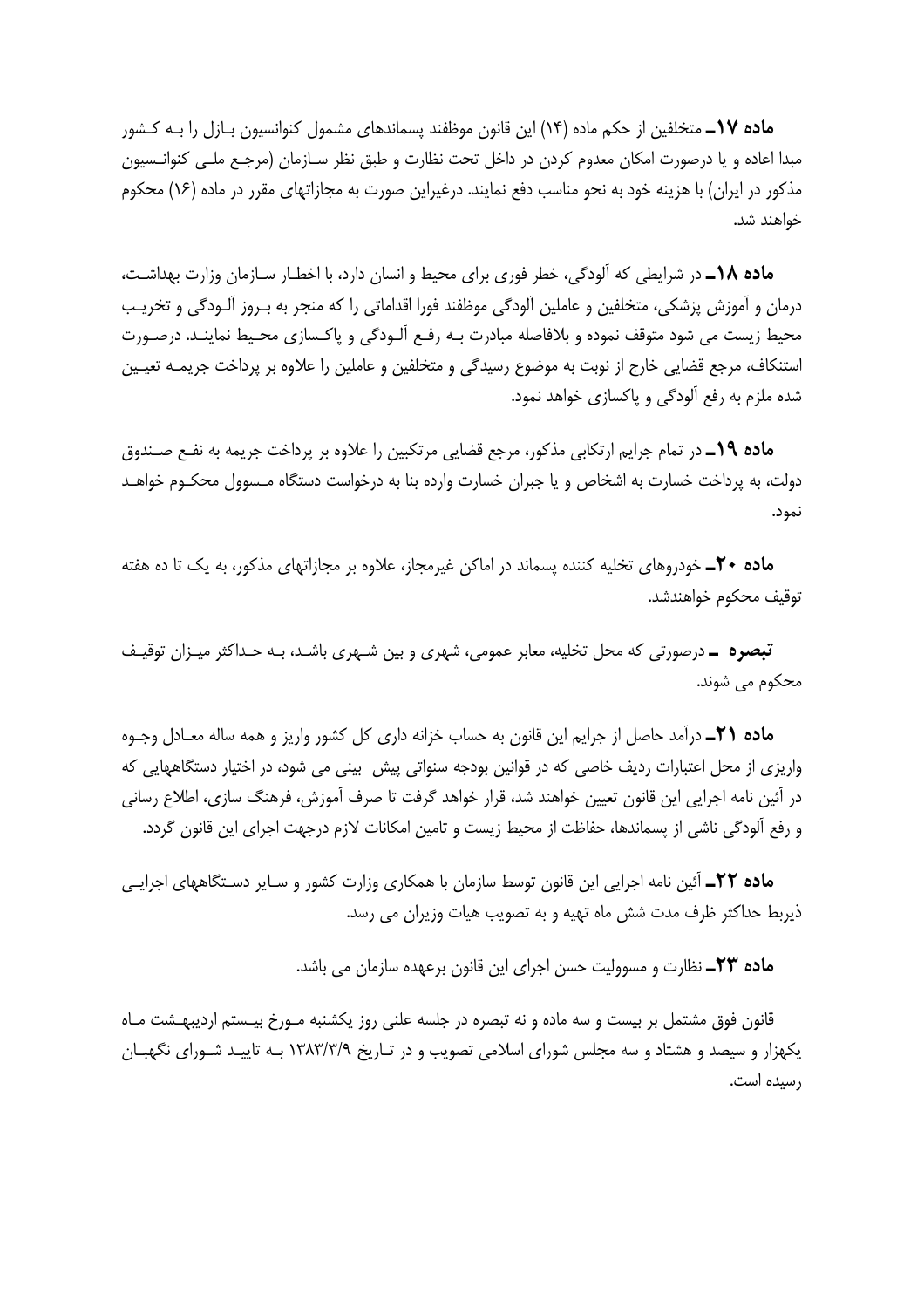**ماده ۱۷ـ** متخلفین از حکم ماده (۱۴) این قانون موظفند پسماندهای مشمول کنوانسیون بازل را به کشور مبدا اعاده و یا درصورت امکان معدوم کردن در داخل تحت نظارت و طبق نظر سازمان (مرجع ملی کنوانسیون مذکور در ایران) با هزینه خود به نحو مناسب دفع نمایند. درغیراین صورت به مجازاتهای مقرر در ماده (۱۶) محکوم خواهند شد.

**ماده ۱۸ـ** در شرایطی که آلودگی، خطر فوری برای محیط و انسان دارد، با اخطار سازمان وزارت بهداشت، درمان و آموزش پزشکی، متخلفین و عاملین آلودگی موظفند فورا اقداماتی را که منجر به بروز آلودگی و تخریب محیط زیست می شود متوقف نموده و بلافاصله مبادرت به رفع آلودگی و پاکسازی محیط نمایند. درصورت استنکاف، مرجع قضایی خارج از نوبت به موضوع رسیدگی و متخلفین و عاملین را علاوه بر پرداخت جریمه تعیین شده ملزم به رفع آلودگی و پاکسازی خواهد نمود.

**ماده ۱۹ـ** در تمام جرایم ارتکابی مذکور، مرجع قضایی مرتکبین را علاوه بر پرداخت جریمه به نفع صندوق دولت، به پرداخت خسارت به اشخاص و یا جبران خسارت وارده بنا به درخواست دستگاه مسوول محکوم خواهد نمود.

**ماده ۲۰ـ** خودروهای تخلیه کننده پسماند در اماکن غیرمجاز، علاوه بر مجازاتهای مذکور، به یک تا ده هفته توقیف محکوم خواهندشد.

***تبصره* ـ** درصورتی که محل تخلیه، معابر عمومی، شهری و بین شهری باشد، به حداکثر میزان توقیف محکوم می شوند.

**ماده ۲۱ـ** درآمد حاصل از جرایم این قانون به حساب خزانه داری کل کشور واریز و همه ساله معادل وجوه واریزی از محل اعتبارات ردیف خاصی که در قوانین بودجه سنواتی پیش بینی می شود، در اختیار دستگاههایی که در آئین نامه اجرایی این قانون تعیین خواهند شد، قرار خواهد گرفت تا صرف آموزش، فرهنگ سازی، اطلاع رسانی و رفع آلودگی ناشی از پسماندها، حفاظت از محیط زیست و تامین امکانات لازم درجهت اجرای این قانون گردد.

**ماده ۲۲ـ** آئین نامه اجرایی این قانون توسط سازمان با همکاری وزارت کشور و سایر دستگاههای اجرایی ذیربط حداکثر ظرف مدت شش ماه تهیه و به تصویب هیات وزیران می رسد.

**ماده ۲۳ـ** نظارت و مسوولیت حسن اجرای این قانون برعهده سازمان می باشد.

قانون فوق مشتمل بر بیست و سه ماده و نه تبصره در جلسه علنی روز یکشنبه مورخ بیستم اردیبهشت ماه یکهزار و سیصد و هشتاد و سه مجلس شورای اسلامی تصویب و در تاریخ ۱۳۸۳/۳/۹ به تایید شورای نگهبان رسیده است.